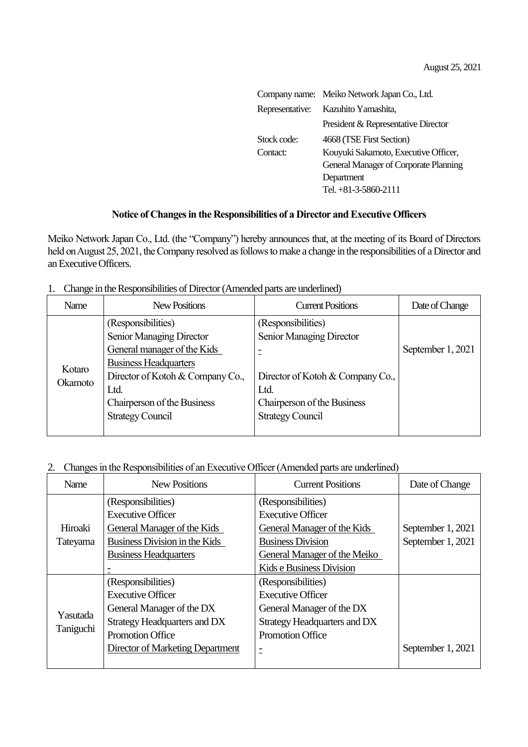August 25, 2021

Company name: Meiko Network Japan Co., Ltd.
Representative: Kazuhito Yamashita, President & Representative Director
Stock code: 4668 (TSE First Section)
Contact: Kouyuki Sakamoto, Executive Officer, General Manager of Corporate Planning Department
Tel. +81-3-5860-2111

## Notice of Changes in the Responsibilities of a Director and Executive Officers

Meiko Network Japan Co., Ltd. (the "Company") hereby announces that, at the meeting of its Board of Directors held on August 25, 2021, the Company resolved as follows to make a change in the responsibilities of a Director and an Executive Officers.

1. Change in the Responsibilities of Director (Amended parts are underlined)

| Name | New Positions | Current Positions | Date of Change |
|---|---|---|---|
| Kotaro Okamoto | (Responsibilities)<br>Senior Managing Director<br><u>General manager of the Kids Business Headquarters</u><br>Director of Kotoh & Company Co., Ltd.<br>Chairperson of the Business Strategy Council | (Responsibilities)<br>Senior Managing Director<br><u>-</u><br>Director of Kotoh & Company Co., Ltd.<br>Chairperson of the Business Strategy Council | September 1, 2021 |

2. Changes in the Responsibilities of an Executive Officer (Amended parts are underlined)

| Name | New Positions | Current Positions | Date of Change |
|---|---|---|---|
| Hiroaki Tateyama | (Responsibilities)<br>Executive Officer<br><u>General Manager of the Kids Business Division in the Kids Business Headquarters</u><br><u>-</u> | (Responsibilities)<br>Executive Officer<br><u>General Manager of the Kids Business Division</u><br><u>General Manager of the Meiko Kids e Business Division</u> | September 1, 2021<br>September 1, 2021 |
| Yasutada Taniguchi | (Responsibilities)<br>Executive Officer<br>General Manager of the DX Strategy Headquarters and DX Promotion Office<br><u>Director of Marketing Department</u> | (Responsibilities)<br>Executive Officer<br>General Manager of the DX Strategy Headquarters and DX Promotion Office<br><u>-</u> | September 1, 2021 |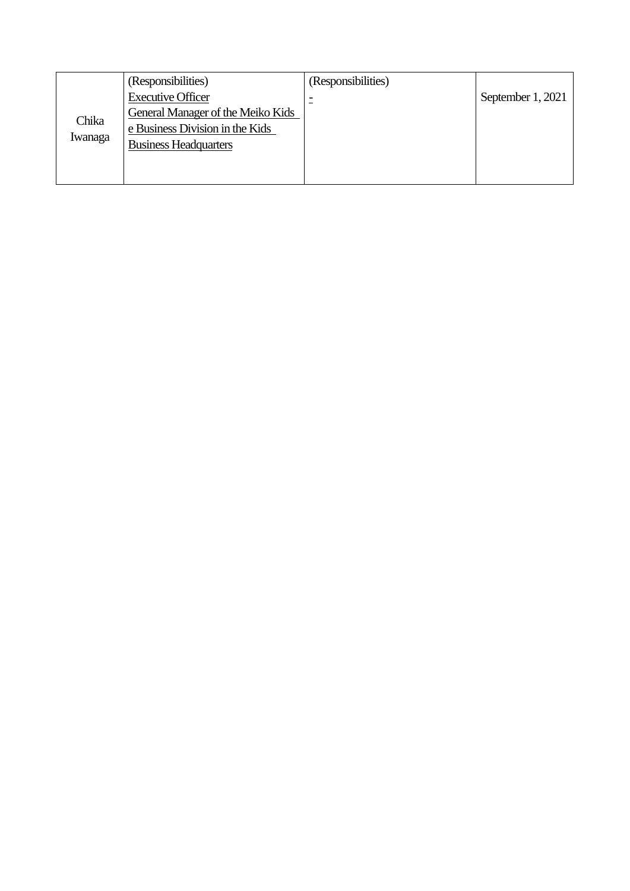| | | | |
|---|---|---|---|
| Chika Iwanaga | (Responsibilities)<br>Executive Officer<br>General Manager of the Meiko Kids e Business Division in the Kids Business Headquarters | (Responsibilities)<br>- | September 1, 2021 |